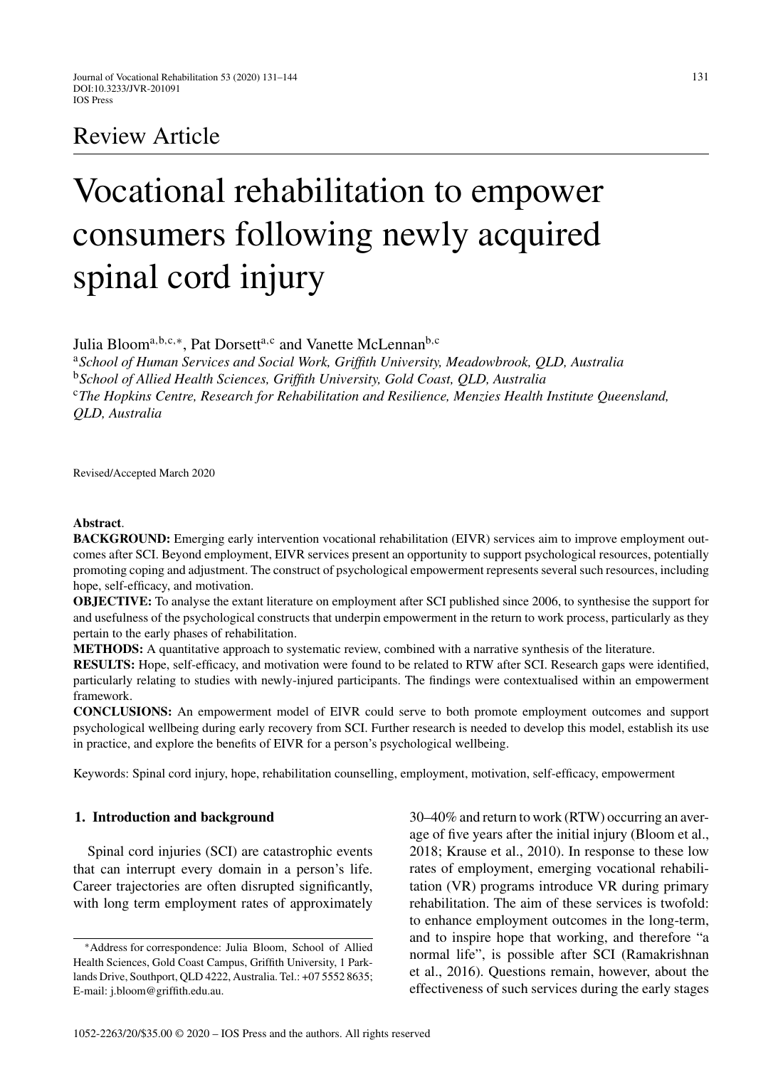Review Article

# Vocational rehabilitation to empower consumers following newly acquired spinal cord injury

Julia Bloom[a,b,c,*], Pat Dorsett[a,c] and Vanette McLennan[b,c]

[a]*School of Human Services and Social Work, Griffith University, Meadowbrook, QLD, Australia*
[b]*School of Allied Health Sciences, Griffith University, Gold Coast, QLD, Australia*
[c]*The Hopkins Centre, Research for Rehabilitation and Resilience, Menzies Health Institute Queensland, QLD, Australia*

Revised/Accepted March 2020

**Abstract**.

**BACKGROUND:** Emerging early intervention vocational rehabilitation (EIVR) services aim to improve employment outcomes after SCI. Beyond employment, EIVR services present an opportunity to support psychological resources, potentially promoting coping and adjustment. The construct of psychological empowerment represents several such resources, including hope, self-efficacy, and motivation.

**OBJECTIVE:** To analyse the extant literature on employment after SCI published since 2006, to synthesise the support for and usefulness of the psychological constructs that underpin empowerment in the return to work process, particularly as they pertain to the early phases of rehabilitation.

**METHODS:** A quantitative approach to systematic review, combined with a narrative synthesis of the literature.

**RESULTS:** Hope, self-efficacy, and motivation were found to be related to RTW after SCI. Research gaps were identified, particularly relating to studies with newly-injured participants. The findings were contextualised within an empowerment framework.

**CONCLUSIONS:** An empowerment model of EIVR could serve to both promote employment outcomes and support psychological wellbeing during early recovery from SCI. Further research is needed to develop this model, establish its use in practice, and explore the benefits of EIVR for a person's psychological wellbeing.

Keywords: Spinal cord injury, hope, rehabilitation counselling, employment, motivation, self-efficacy, empowerment

## 1. Introduction and background

Spinal cord injuries (SCI) are catastrophic events that can interrupt every domain in a person's life. Career trajectories are often disrupted significantly, with long term employment rates of approximately 30–40% and return to work (RTW) occurring an average of five years after the initial injury (Bloom et al., 2018; Krause et al., 2010). In response to these low rates of employment, emerging vocational rehabilitation (VR) programs introduce VR during primary rehabilitation. The aim of these services is twofold: to enhance employment outcomes in the long-term, and to inspire hope that working, and therefore "a normal life", is possible after SCI (Ramakrishnan et al., 2016). Questions remain, however, about the effectiveness of such services during the early stages

*Address for correspondence: Julia Bloom, School of Allied Health Sciences, Gold Coast Campus, Griffith University, 1 Parklands Drive, Southport, QLD 4222, Australia. Tel.: +07 5552 8635; E-mail: j.bloom@griffith.edu.au.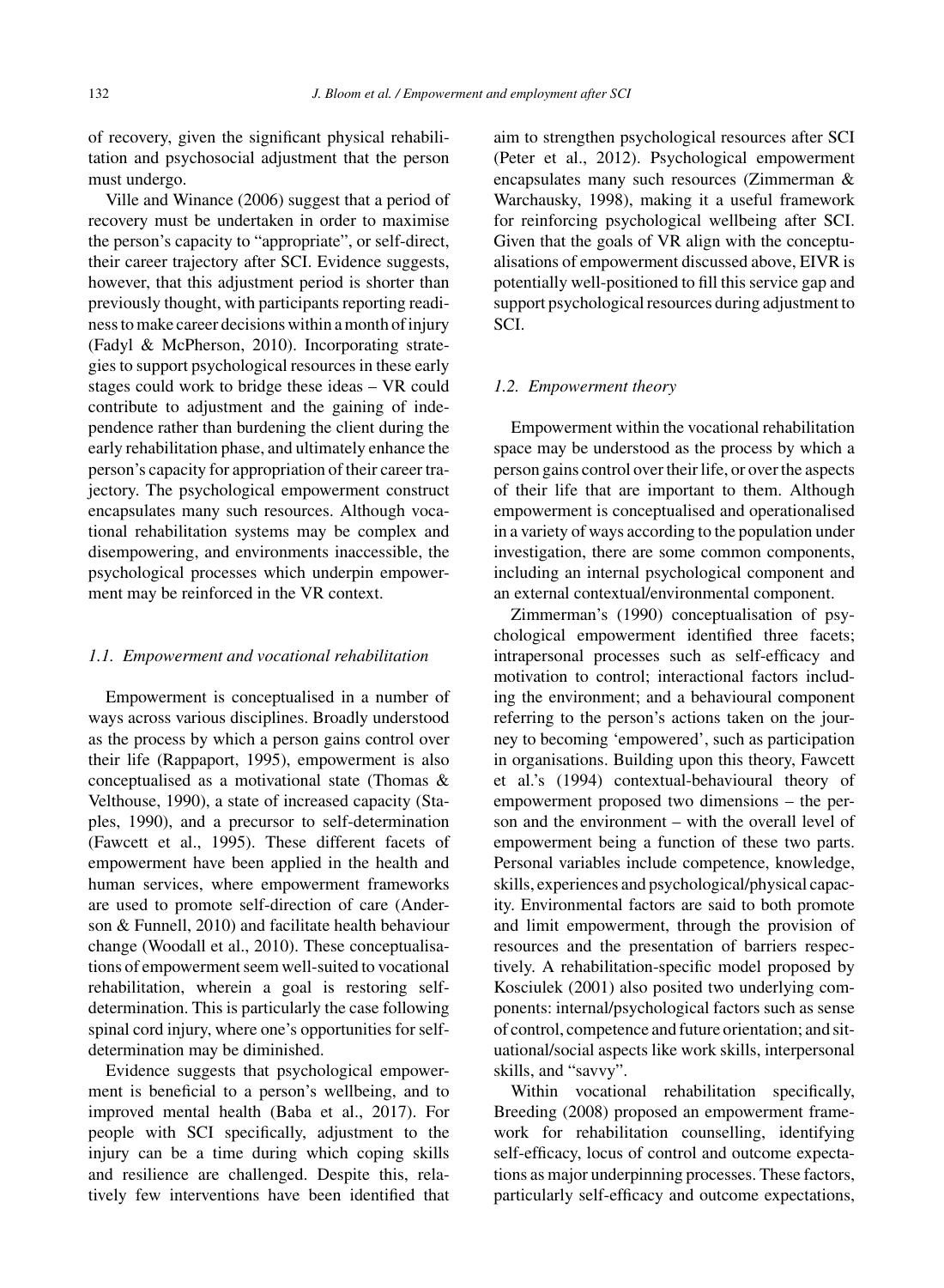of recovery, given the significant physical rehabilitation and psychosocial adjustment that the person must undergo.

Ville and Winance (2006) suggest that a period of recovery must be undertaken in order to maximise the person's capacity to "appropriate", or self-direct, their career trajectory after SCI. Evidence suggests, however, that this adjustment period is shorter than previously thought, with participants reporting readiness to make career decisions within a month of injury (Fadyl & McPherson, 2010). Incorporating strategies to support psychological resources in these early stages could work to bridge these ideas – VR could contribute to adjustment and the gaining of independence rather than burdening the client during the early rehabilitation phase, and ultimately enhance the person's capacity for appropriation of their career trajectory. The psychological empowerment construct encapsulates many such resources. Although vocational rehabilitation systems may be complex and disempowering, and environments inaccessible, the psychological processes which underpin empowerment may be reinforced in the VR context.

### *1.1. Empowerment and vocational rehabilitation*

Empowerment is conceptualised in a number of ways across various disciplines. Broadly understood as the process by which a person gains control over their life (Rappaport, 1995), empowerment is also conceptualised as a motivational state (Thomas & Velthouse, 1990), a state of increased capacity (Staples, 1990), and a precursor to self-determination (Fawcett et al., 1995). These different facets of empowerment have been applied in the health and human services, where empowerment frameworks are used to promote self-direction of care (Anderson & Funnell, 2010) and facilitate health behaviour change (Woodall et al., 2010). These conceptualisations of empowerment seem well-suited to vocational rehabilitation, wherein a goal is restoring self-determination. This is particularly the case following spinal cord injury, where one's opportunities for self-determination may be diminished.

Evidence suggests that psychological empowerment is beneficial to a person's wellbeing, and to improved mental health (Baba et al., 2017). For people with SCI specifically, adjustment to the injury can be a time during which coping skills and resilience are challenged. Despite this, relatively few interventions have been identified that aim to strengthen psychological resources after SCI (Peter et al., 2012). Psychological empowerment encapsulates many such resources (Zimmerman & Warchausky, 1998), making it a useful framework for reinforcing psychological wellbeing after SCI. Given that the goals of VR align with the conceptualisations of empowerment discussed above, EIVR is potentially well-positioned to fill this service gap and support psychological resources during adjustment to SCI.

### *1.2. Empowerment theory*

Empowerment within the vocational rehabilitation space may be understood as the process by which a person gains control over their life, or over the aspects of their life that are important to them. Although empowerment is conceptualised and operationalised in a variety of ways according to the population under investigation, there are some common components, including an internal psychological component and an external contextual/environmental component.

Zimmerman's (1990) conceptualisation of psychological empowerment identified three facets; intrapersonal processes such as self-efficacy and motivation to control; interactional factors including the environment; and a behavioural component referring to the person's actions taken on the journey to becoming 'empowered', such as participation in organisations. Building upon this theory, Fawcett et al.'s (1994) contextual-behavioural theory of empowerment proposed two dimensions – the person and the environment – with the overall level of empowerment being a function of these two parts. Personal variables include competence, knowledge, skills, experiences and psychological/physical capacity. Environmental factors are said to both promote and limit empowerment, through the provision of resources and the presentation of barriers respectively. A rehabilitation-specific model proposed by Kosciulek (2001) also posited two underlying components: internal/psychological factors such as sense of control, competence and future orientation; and situational/social aspects like work skills, interpersonal skills, and "savvy".

Within vocational rehabilitation specifically, Breeding (2008) proposed an empowerment framework for rehabilitation counselling, identifying self-efficacy, locus of control and outcome expectations as major underpinning processes. These factors, particularly self-efficacy and outcome expectations,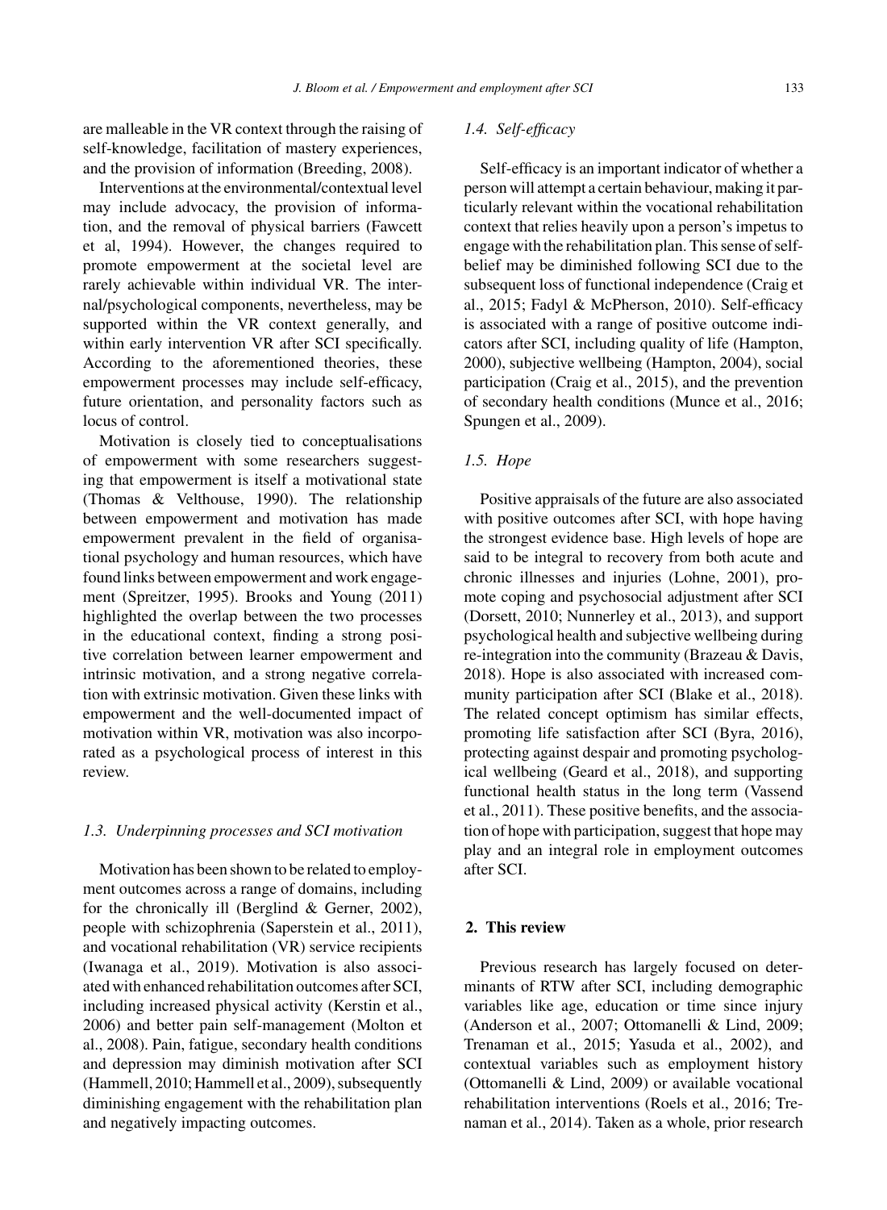are malleable in the VR context through the raising of self-knowledge, facilitation of mastery experiences, and the provision of information (Breeding, 2008).

Interventions at the environmental/contextual level may include advocacy, the provision of information, and the removal of physical barriers (Fawcett et al, 1994). However, the changes required to promote empowerment at the societal level are rarely achievable within individual VR. The internal/psychological components, nevertheless, may be supported within the VR context generally, and within early intervention VR after SCI specifically. According to the aforementioned theories, these empowerment processes may include self-efficacy, future orientation, and personality factors such as locus of control.

Motivation is closely tied to conceptualisations of empowerment with some researchers suggesting that empowerment is itself a motivational state (Thomas & Velthouse, 1990). The relationship between empowerment and motivation has made empowerment prevalent in the field of organisational psychology and human resources, which have found links between empowerment and work engagement (Spreitzer, 1995). Brooks and Young (2011) highlighted the overlap between the two processes in the educational context, finding a strong positive correlation between learner empowerment and intrinsic motivation, and a strong negative correlation with extrinsic motivation. Given these links with empowerment and the well-documented impact of motivation within VR, motivation was also incorporated as a psychological process of interest in this review.

### *1.3. Underpinning processes and SCI motivation*

Motivation has been shown to be related to employment outcomes across a range of domains, including for the chronically ill (Berglind & Gerner, 2002), people with schizophrenia (Saperstein et al., 2011), and vocational rehabilitation (VR) service recipients (Iwanaga et al., 2019). Motivation is also associated with enhanced rehabilitation outcomes after SCI, including increased physical activity (Kerstin et al., 2006) and better pain self-management (Molton et al., 2008). Pain, fatigue, secondary health conditions and depression may diminish motivation after SCI (Hammell, 2010; Hammell et al., 2009), subsequently diminishing engagement with the rehabilitation plan and negatively impacting outcomes.

### *1.4. Self-efficacy*

Self-efficacy is an important indicator of whether a person will attempt a certain behaviour, making it particularly relevant within the vocational rehabilitation context that relies heavily upon a person's impetus to engage with the rehabilitation plan. This sense of self-belief may be diminished following SCI due to the subsequent loss of functional independence (Craig et al., 2015; Fadyl & McPherson, 2010). Self-efficacy is associated with a range of positive outcome indicators after SCI, including quality of life (Hampton, 2000), subjective wellbeing (Hampton, 2004), social participation (Craig et al., 2015), and the prevention of secondary health conditions (Munce et al., 2016; Spungen et al., 2009).

### *1.5. Hope*

Positive appraisals of the future are also associated with positive outcomes after SCI, with hope having the strongest evidence base. High levels of hope are said to be integral to recovery from both acute and chronic illnesses and injuries (Lohne, 2001), promote coping and psychosocial adjustment after SCI (Dorsett, 2010; Nunnerley et al., 2013), and support psychological health and subjective wellbeing during re-integration into the community (Brazeau & Davis, 2018). Hope is also associated with increased community participation after SCI (Blake et al., 2018). The related concept optimism has similar effects, promoting life satisfaction after SCI (Byra, 2016), protecting against despair and promoting psychological wellbeing (Geard et al., 2018), and supporting functional health status in the long term (Vassend et al., 2011). These positive benefits, and the association of hope with participation, suggest that hope may play and an integral role in employment outcomes after SCI.

## **2. This review**

Previous research has largely focused on determinants of RTW after SCI, including demographic variables like age, education or time since injury (Anderson et al., 2007; Ottomanelli & Lind, 2009; Trenaman et al., 2015; Yasuda et al., 2002), and contextual variables such as employment history (Ottomanelli & Lind, 2009) or available vocational rehabilitation interventions (Roels et al., 2016; Trenaman et al., 2014). Taken as a whole, prior research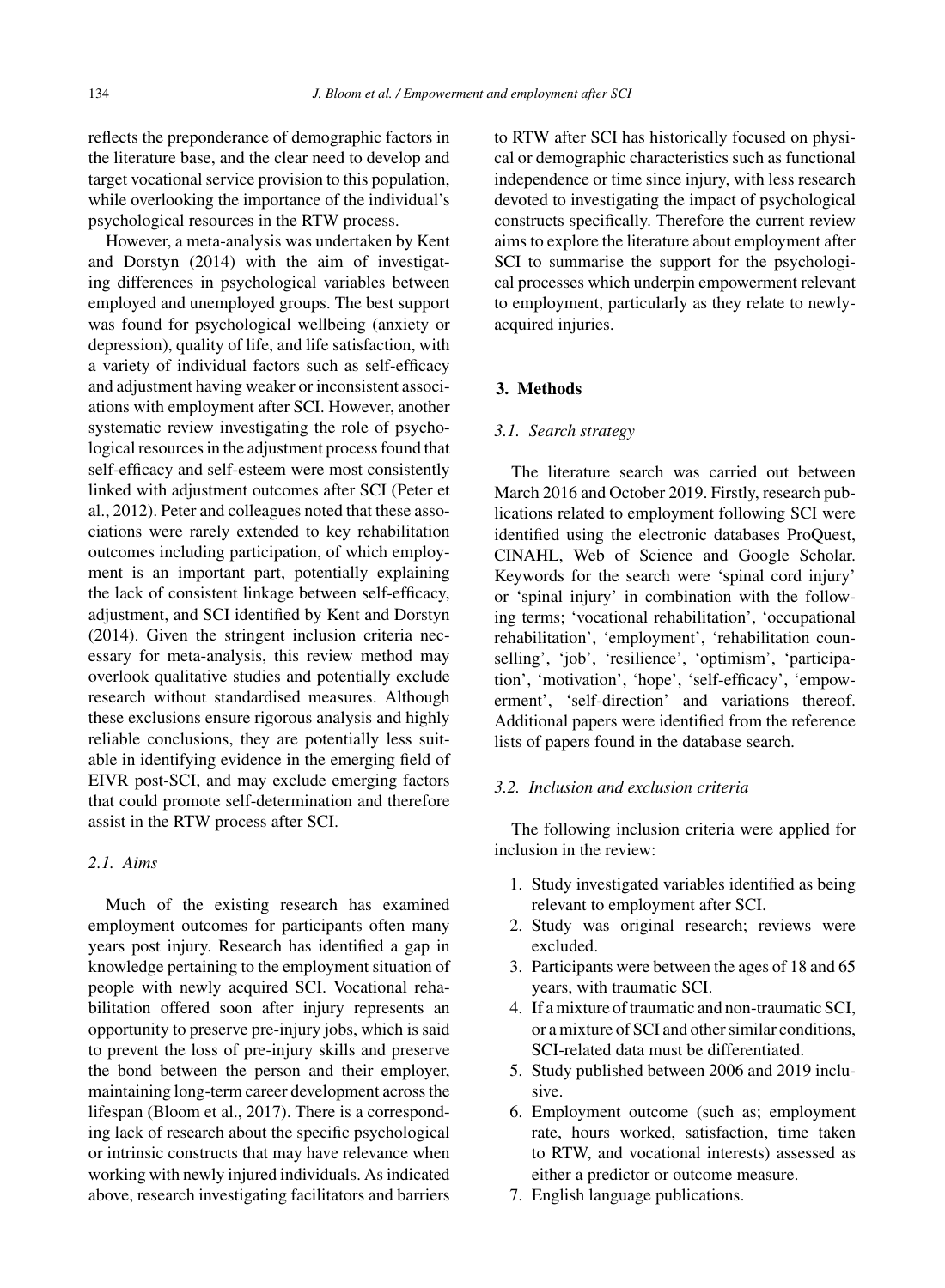reflects the preponderance of demographic factors in the literature base, and the clear need to develop and target vocational service provision to this population, while overlooking the importance of the individual's psychological resources in the RTW process.

However, a meta-analysis was undertaken by Kent and Dorstyn (2014) with the aim of investigating differences in psychological variables between employed and unemployed groups. The best support was found for psychological wellbeing (anxiety or depression), quality of life, and life satisfaction, with a variety of individual factors such as self-efficacy and adjustment having weaker or inconsistent associations with employment after SCI. However, another systematic review investigating the role of psychological resources in the adjustment process found that self-efficacy and self-esteem were most consistently linked with adjustment outcomes after SCI (Peter et al., 2012). Peter and colleagues noted that these associations were rarely extended to key rehabilitation outcomes including participation, of which employment is an important part, potentially explaining the lack of consistent linkage between self-efficacy, adjustment, and SCI identified by Kent and Dorstyn (2014). Given the stringent inclusion criteria necessary for meta-analysis, this review method may overlook qualitative studies and potentially exclude research without standardised measures. Although these exclusions ensure rigorous analysis and highly reliable conclusions, they are potentially less suitable in identifying evidence in the emerging field of EIVR post-SCI, and may exclude emerging factors that could promote self-determination and therefore assist in the RTW process after SCI.

### *2.1. Aims*

Much of the existing research has examined employment outcomes for participants often many years post injury. Research has identified a gap in knowledge pertaining to the employment situation of people with newly acquired SCI. Vocational rehabilitation offered soon after injury represents an opportunity to preserve pre-injury jobs, which is said to prevent the loss of pre-injury skills and preserve the bond between the person and their employer, maintaining long-term career development across the lifespan (Bloom et al., 2017). There is a corresponding lack of research about the specific psychological or intrinsic constructs that may have relevance when working with newly injured individuals. As indicated above, research investigating facilitators and barriers to RTW after SCI has historically focused on physical or demographic characteristics such as functional independence or time since injury, with less research devoted to investigating the impact of psychological constructs specifically. Therefore the current review aims to explore the literature about employment after SCI to summarise the support for the psychological processes which underpin empowerment relevant to employment, particularly as they relate to newly-acquired injuries.

## 3. Methods

### *3.1. Search strategy*

The literature search was carried out between March 2016 and October 2019. Firstly, research publications related to employment following SCI were identified using the electronic databases ProQuest, CINAHL, Web of Science and Google Scholar. Keywords for the search were 'spinal cord injury' or 'spinal injury' in combination with the following terms; 'vocational rehabilitation', 'occupational rehabilitation', 'employment', 'rehabilitation counselling', 'job', 'resilience', 'optimism', 'participation', 'motivation', 'hope', 'self-efficacy', 'empowerment', 'self-direction' and variations thereof. Additional papers were identified from the reference lists of papers found in the database search.

### *3.2. Inclusion and exclusion criteria*

The following inclusion criteria were applied for inclusion in the review:

1. Study investigated variables identified as being relevant to employment after SCI.
2. Study was original research; reviews were excluded.
3. Participants were between the ages of 18 and 65 years, with traumatic SCI.
4. If a mixture of traumatic and non-traumatic SCI, or a mixture of SCI and other similar conditions, SCI-related data must be differentiated.
5. Study published between 2006 and 2019 inclusive.
6. Employment outcome (such as; employment rate, hours worked, satisfaction, time taken to RTW, and vocational interests) assessed as either a predictor or outcome measure.
7. English language publications.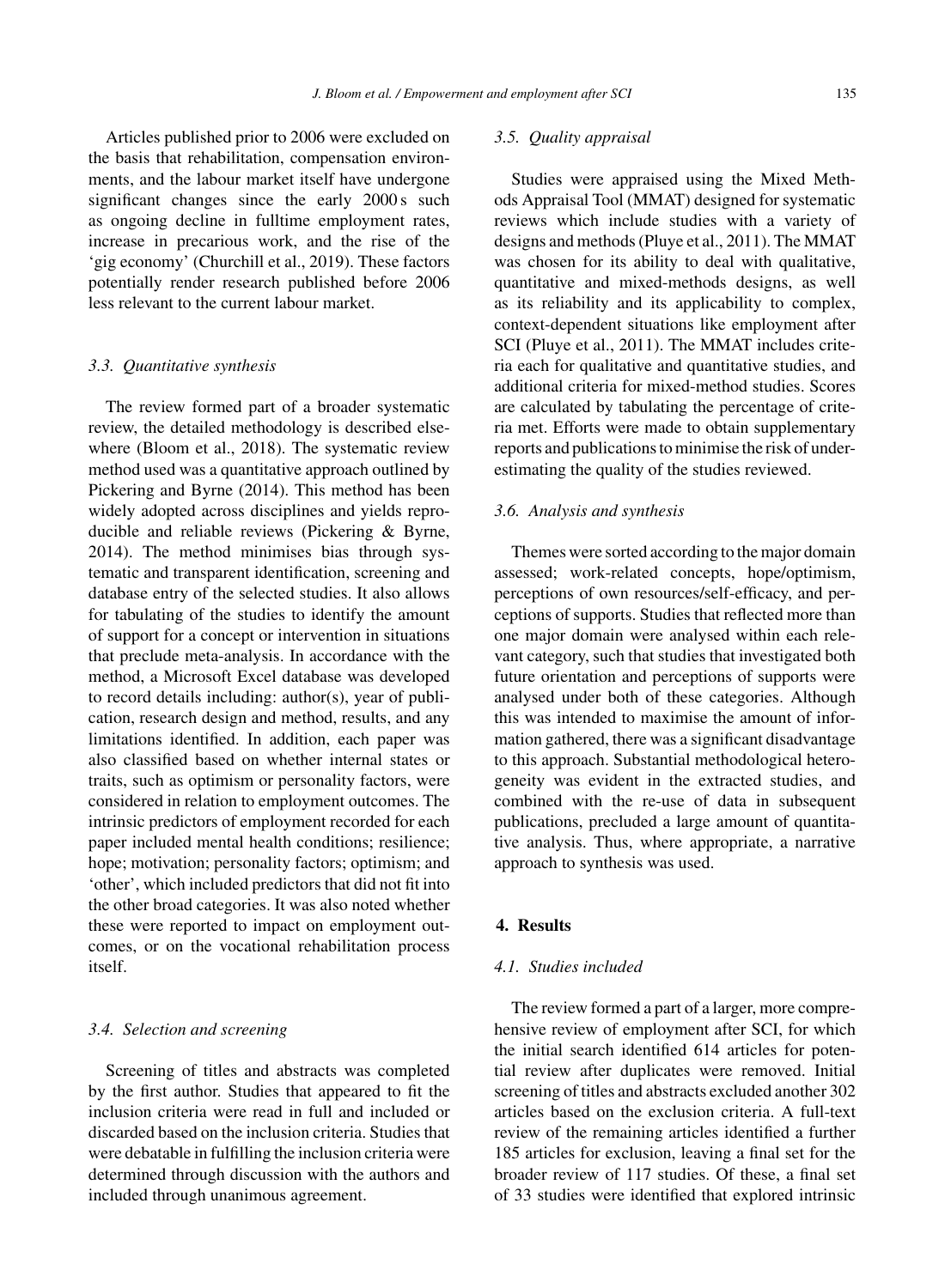Articles published prior to 2006 were excluded on the basis that rehabilitation, compensation environments, and the labour market itself have undergone significant changes since the early 2000 s such as ongoing decline in fulltime employment rates, increase in precarious work, and the rise of the 'gig economy' (Churchill et al., 2019). These factors potentially render research published before 2006 less relevant to the current labour market.

### *3.3. Quantitative synthesis*

The review formed part of a broader systematic review, the detailed methodology is described elsewhere (Bloom et al., 2018). The systematic review method used was a quantitative approach outlined by Pickering and Byrne (2014). This method has been widely adopted across disciplines and yields reproducible and reliable reviews (Pickering & Byrne, 2014). The method minimises bias through systematic and transparent identification, screening and database entry of the selected studies. It also allows for tabulating of the studies to identify the amount of support for a concept or intervention in situations that preclude meta-analysis. In accordance with the method, a Microsoft Excel database was developed to record details including: author(s), year of publication, research design and method, results, and any limitations identified. In addition, each paper was also classified based on whether internal states or traits, such as optimism or personality factors, were considered in relation to employment outcomes. The intrinsic predictors of employment recorded for each paper included mental health conditions; resilience; hope; motivation; personality factors; optimism; and 'other', which included predictors that did not fit into the other broad categories. It was also noted whether these were reported to impact on employment outcomes, or on the vocational rehabilitation process itself.

### *3.4. Selection and screening*

Screening of titles and abstracts was completed by the first author. Studies that appeared to fit the inclusion criteria were read in full and included or discarded based on the inclusion criteria. Studies that were debatable in fulfilling the inclusion criteria were determined through discussion with the authors and included through unanimous agreement.

### *3.5. Quality appraisal*

Studies were appraised using the Mixed Methods Appraisal Tool (MMAT) designed for systematic reviews which include studies with a variety of designs and methods (Pluye et al., 2011). The MMAT was chosen for its ability to deal with qualitative, quantitative and mixed-methods designs, as well as its reliability and its applicability to complex, context-dependent situations like employment after SCI (Pluye et al., 2011). The MMAT includes criteria each for qualitative and quantitative studies, and additional criteria for mixed-method studies. Scores are calculated by tabulating the percentage of criteria met. Efforts were made to obtain supplementary reports and publications to minimise the risk of underestimating the quality of the studies reviewed.

### *3.6. Analysis and synthesis*

Themes were sorted according to the major domain assessed; work-related concepts, hope/optimism, perceptions of own resources/self-efficacy, and perceptions of supports. Studies that reflected more than one major domain were analysed within each relevant category, such that studies that investigated both future orientation and perceptions of supports were analysed under both of these categories. Although this was intended to maximise the amount of information gathered, there was a significant disadvantage to this approach. Substantial methodological heterogeneity was evident in the extracted studies, and combined with the re-use of data in subsequent publications, precluded a large amount of quantitative analysis. Thus, where appropriate, a narrative approach to synthesis was used.

## 4. Results

### *4.1. Studies included*

The review formed a part of a larger, more comprehensive review of employment after SCI, for which the initial search identified 614 articles for potential review after duplicates were removed. Initial screening of titles and abstracts excluded another 302 articles based on the exclusion criteria. A full-text review of the remaining articles identified a further 185 articles for exclusion, leaving a final set for the broader review of 117 studies. Of these, a final set of 33 studies were identified that explored intrinsic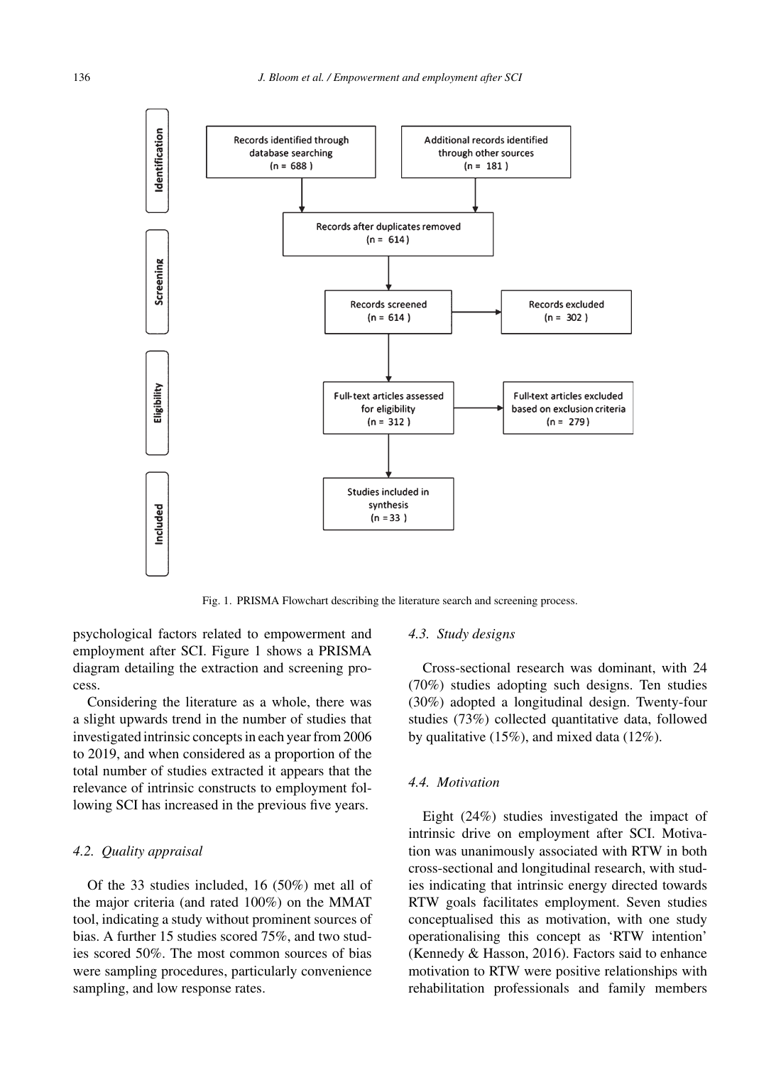Identification

Screening

Eligibility

Included

Records identified through database searching (n = 688 )

Additional records identified through other sources (n = 181 )

Records after duplicates removed (n = 614 )

Records screened (n = 614 )

Records excluded (n = 302 )

Full-text articles assessed for eligibility (n = 312 )

Full-text articles excluded based on exclusion criteria (n = 279 )

Studies included in synthesis (n =33 )

Fig. 1. PRISMA Flowchart describing the literature search and screening process.

psychological factors related to empowerment and employment after SCI. Figure 1 shows a PRISMA diagram detailing the extraction and screening process.

Considering the literature as a whole, there was a slight upwards trend in the number of studies that investigated intrinsic concepts in each year from 2006 to 2019, and when considered as a proportion of the total number of studies extracted it appears that the relevance of intrinsic constructs to employment following SCI has increased in the previous five years.

### *4.2. Quality appraisal*

Of the 33 studies included, 16 (50%) met all of the major criteria (and rated 100%) on the MMAT tool, indicating a study without prominent sources of bias. A further 15 studies scored 75%, and two studies scored 50%. The most common sources of bias were sampling procedures, particularly convenience sampling, and low response rates.

### *4.3. Study designs*

Cross-sectional research was dominant, with 24 (70%) studies adopting such designs. Ten studies (30%) adopted a longitudinal design. Twenty-four studies (73%) collected quantitative data, followed by qualitative (15%), and mixed data (12%).

### *4.4. Motivation*

Eight (24%) studies investigated the impact of intrinsic drive on employment after SCI. Motivation was unanimously associated with RTW in both cross-sectional and longitudinal research, with studies indicating that intrinsic energy directed towards RTW goals facilitates employment. Seven studies conceptualised this as motivation, with one study operationalising this concept as 'RTW intention' (Kennedy & Hasson, 2016). Factors said to enhance motivation to RTW were positive relationships with rehabilitation professionals and family members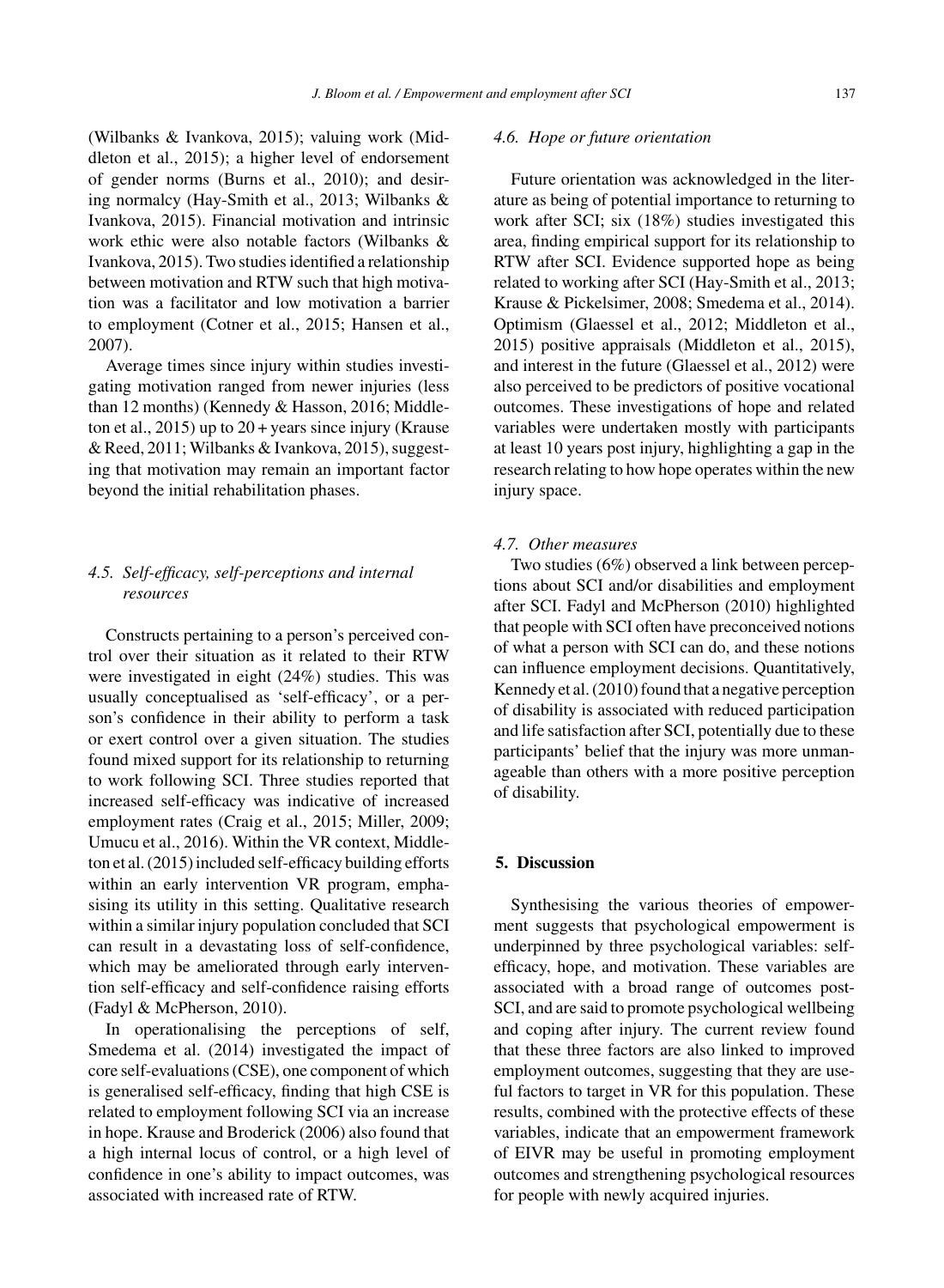(Wilbanks & Ivankova, 2015); valuing work (Middleton et al., 2015); a higher level of endorsement of gender norms (Burns et al., 2010); and desiring normalcy (Hay-Smith et al., 2013; Wilbanks & Ivankova, 2015). Financial motivation and intrinsic work ethic were also notable factors (Wilbanks & Ivankova, 2015). Two studies identified a relationship between motivation and RTW such that high motivation was a facilitator and low motivation a barrier to employment (Cotner et al., 2015; Hansen et al., 2007).

Average times since injury within studies investigating motivation ranged from newer injuries (less than 12 months) (Kennedy & Hasson, 2016; Middleton et al., 2015) up to 20 + years since injury (Krause & Reed, 2011; Wilbanks & Ivankova, 2015), suggesting that motivation may remain an important factor beyond the initial rehabilitation phases.

### *4.5. Self-efficacy, self-perceptions and internal resources*

Constructs pertaining to a person's perceived control over their situation as it related to their RTW were investigated in eight (24%) studies. This was usually conceptualised as 'self-efficacy', or a person's confidence in their ability to perform a task or exert control over a given situation. The studies found mixed support for its relationship to returning to work following SCI. Three studies reported that increased self-efficacy was indicative of increased employment rates (Craig et al., 2015; Miller, 2009; Umucu et al., 2016). Within the VR context, Middleton et al. (2015) included self-efficacy building efforts within an early intervention VR program, emphasising its utility in this setting. Qualitative research within a similar injury population concluded that SCI can result in a devastating loss of self-confidence, which may be ameliorated through early intervention self-efficacy and self-confidence raising efforts (Fadyl & McPherson, 2010).

In operationalising the perceptions of self, Smedema et al. (2014) investigated the impact of core self-evaluations (CSE), one component of which is generalised self-efficacy, finding that high CSE is related to employment following SCI via an increase in hope. Krause and Broderick (2006) also found that a high internal locus of control, or a high level of confidence in one's ability to impact outcomes, was associated with increased rate of RTW.

### *4.6. Hope or future orientation*

Future orientation was acknowledged in the literature as being of potential importance to returning to work after SCI; six (18%) studies investigated this area, finding empirical support for its relationship to RTW after SCI. Evidence supported hope as being related to working after SCI (Hay-Smith et al., 2013; Krause & Pickelsimer, 2008; Smedema et al., 2014). Optimism (Glaessel et al., 2012; Middleton et al., 2015) positive appraisals (Middleton et al., 2015), and interest in the future (Glaessel et al., 2012) were also perceived to be predictors of positive vocational outcomes. These investigations of hope and related variables were undertaken mostly with participants at least 10 years post injury, highlighting a gap in the research relating to how hope operates within the new injury space.

### *4.7. Other measures*

Two studies (6%) observed a link between perceptions about SCI and/or disabilities and employment after SCI. Fadyl and McPherson (2010) highlighted that people with SCI often have preconceived notions of what a person with SCI can do, and these notions can influence employment decisions. Quantitatively, Kennedy et al. (2010) found that a negative perception of disability is associated with reduced participation and life satisfaction after SCI, potentially due to these participants' belief that the injury was more unmanageable than others with a more positive perception of disability.

## **5. Discussion**

Synthesising the various theories of empowerment suggests that psychological empowerment is underpinned by three psychological variables: self-efficacy, hope, and motivation. These variables are associated with a broad range of outcomes post-SCI, and are said to promote psychological wellbeing and coping after injury. The current review found that these three factors are also linked to improved employment outcomes, suggesting that they are useful factors to target in VR for this population. These results, combined with the protective effects of these variables, indicate that an empowerment framework of EIVR may be useful in promoting employment outcomes and strengthening psychological resources for people with newly acquired injuries.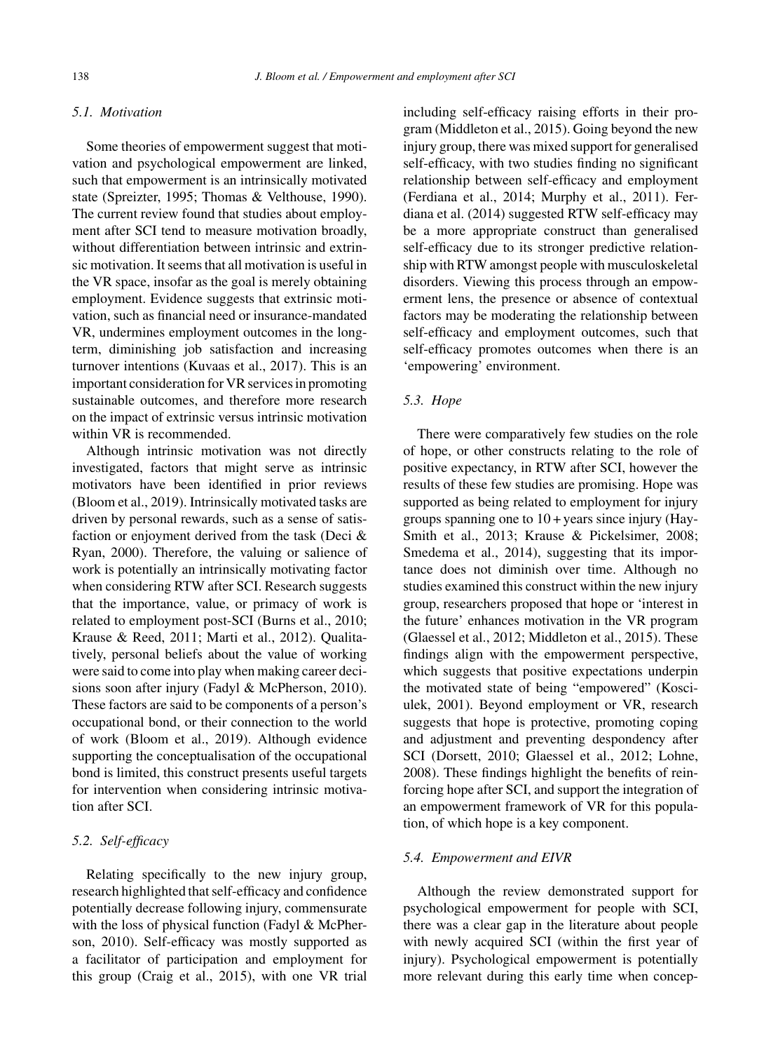### 5.1. Motivation

Some theories of empowerment suggest that motivation and psychological empowerment are linked, such that empowerment is an intrinsically motivated state (Spreizter, 1995; Thomas & Velthouse, 1990). The current review found that studies about employment after SCI tend to measure motivation broadly, without differentiation between intrinsic and extrinsic motivation. It seems that all motivation is useful in the VR space, insofar as the goal is merely obtaining employment. Evidence suggests that extrinsic motivation, such as financial need or insurance-mandated VR, undermines employment outcomes in the long-term, diminishing job satisfaction and increasing turnover intentions (Kuvaas et al., 2017). This is an important consideration for VR services in promoting sustainable outcomes, and therefore more research on the impact of extrinsic versus intrinsic motivation within VR is recommended.

Although intrinsic motivation was not directly investigated, factors that might serve as intrinsic motivators have been identified in prior reviews (Bloom et al., 2019). Intrinsically motivated tasks are driven by personal rewards, such as a sense of satisfaction or enjoyment derived from the task (Deci & Ryan, 2000). Therefore, the valuing or salience of work is potentially an intrinsically motivating factor when considering RTW after SCI. Research suggests that the importance, value, or primacy of work is related to employment post-SCI (Burns et al., 2010; Krause & Reed, 2011; Marti et al., 2012). Qualitatively, personal beliefs about the value of working were said to come into play when making career decisions soon after injury (Fadyl & McPherson, 2010). These factors are said to be components of a person's occupational bond, or their connection to the world of work (Bloom et al., 2019). Although evidence supporting the conceptualisation of the occupational bond is limited, this construct presents useful targets for intervention when considering intrinsic motivation after SCI.

### 5.2. Self-efficacy

Relating specifically to the new injury group, research highlighted that self-efficacy and confidence potentially decrease following injury, commensurate with the loss of physical function (Fadyl & McPherson, 2010). Self-efficacy was mostly supported as a facilitator of participation and employment for this group (Craig et al., 2015), with one VR trial including self-efficacy raising efforts in their program (Middleton et al., 2015). Going beyond the new injury group, there was mixed support for generalised self-efficacy, with two studies finding no significant relationship between self-efficacy and employment (Ferdiana et al., 2014; Murphy et al., 2011). Ferdiana et al. (2014) suggested RTW self-efficacy may be a more appropriate construct than generalised self-efficacy due to its stronger predictive relationship with RTW amongst people with musculoskeletal disorders. Viewing this process through an empowerment lens, the presence or absence of contextual factors may be moderating the relationship between self-efficacy and employment outcomes, such that self-efficacy promotes outcomes when there is an 'empowering' environment.

### 5.3. Hope

There were comparatively few studies on the role of hope, or other constructs relating to the role of positive expectancy, in RTW after SCI, however the results of these few studies are promising. Hope was supported as being related to employment for injury groups spanning one to 10 + years since injury (Hay-Smith et al., 2013; Krause & Pickelsimer, 2008; Smedema et al., 2014), suggesting that its importance does not diminish over time. Although no studies examined this construct within the new injury group, researchers proposed that hope or 'interest in the future' enhances motivation in the VR program (Glaessel et al., 2012; Middleton et al., 2015). These findings align with the empowerment perspective, which suggests that positive expectations underpin the motivated state of being "empowered" (Kosciulek, 2001). Beyond employment or VR, research suggests that hope is protective, promoting coping and adjustment and preventing despondency after SCI (Dorsett, 2010; Glaessel et al., 2012; Lohne, 2008). These findings highlight the benefits of reinforcing hope after SCI, and support the integration of an empowerment framework of VR for this population, of which hope is a key component.

### 5.4. Empowerment and EIVR

Although the review demonstrated support for psychological empowerment for people with SCI, there was a clear gap in the literature about people with newly acquired SCI (within the first year of injury). Psychological empowerment is potentially more relevant during this early time when concep-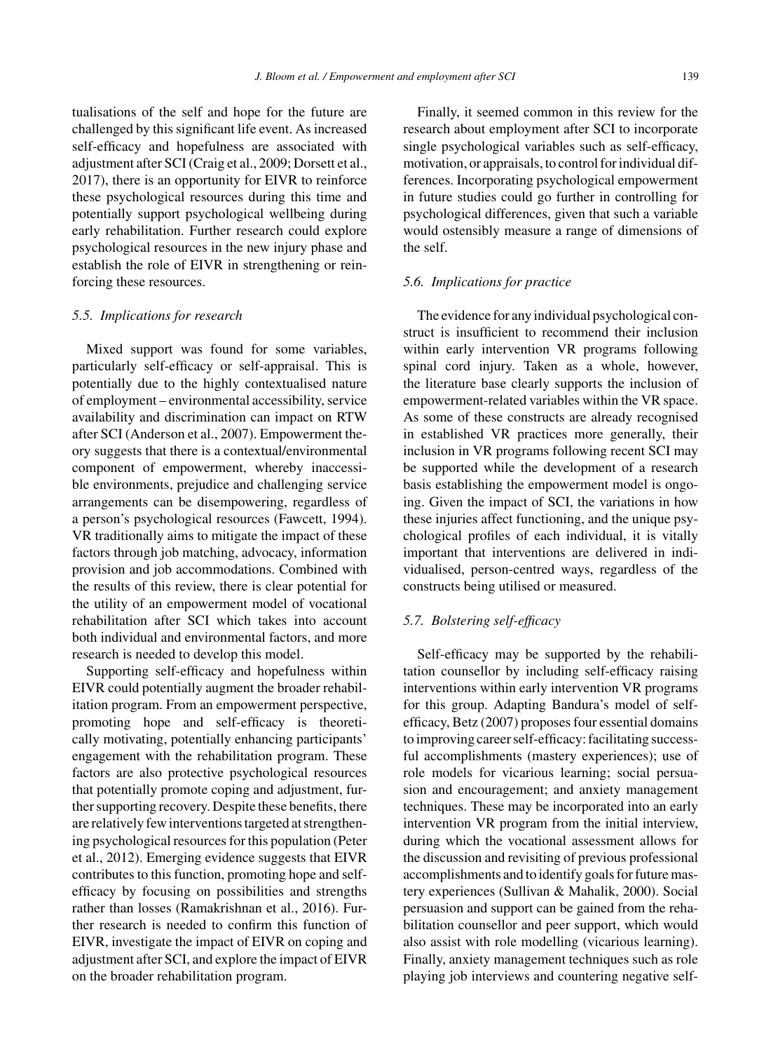tualisations of the self and hope for the future are challenged by this significant life event. As increased self-efficacy and hopefulness are associated with adjustment after SCI (Craig et al., 2009; Dorsett et al., 2017), there is an opportunity for EIVR to reinforce these psychological resources during this time and potentially support psychological wellbeing during early rehabilitation. Further research could explore psychological resources in the new injury phase and establish the role of EIVR in strengthening or reinforcing these resources.

### *5.5. Implications for research*

Mixed support was found for some variables, particularly self-efficacy or self-appraisal. This is potentially due to the highly contextualised nature of employment – environmental accessibility, service availability and discrimination can impact on RTW after SCI (Anderson et al., 2007). Empowerment theory suggests that there is a contextual/environmental component of empowerment, whereby inaccessible environments, prejudice and challenging service arrangements can be disempowering, regardless of a person's psychological resources (Fawcett, 1994). VR traditionally aims to mitigate the impact of these factors through job matching, advocacy, information provision and job accommodations. Combined with the results of this review, there is clear potential for the utility of an empowerment model of vocational rehabilitation after SCI which takes into account both individual and environmental factors, and more research is needed to develop this model.

Supporting self-efficacy and hopefulness within EIVR could potentially augment the broader rehabilitation program. From an empowerment perspective, promoting hope and self-efficacy is theoretically motivating, potentially enhancing participants' engagement with the rehabilitation program. These factors are also protective psychological resources that potentially promote coping and adjustment, further supporting recovery. Despite these benefits, there are relatively few interventions targeted at strengthening psychological resources for this population (Peter et al., 2012). Emerging evidence suggests that EIVR contributes to this function, promoting hope and self-efficacy by focusing on possibilities and strengths rather than losses (Ramakrishnan et al., 2016). Further research is needed to confirm this function of EIVR, investigate the impact of EIVR on coping and adjustment after SCI, and explore the impact of EIVR on the broader rehabilitation program.

Finally, it seemed common in this review for the research about employment after SCI to incorporate single psychological variables such as self-efficacy, motivation, or appraisals, to control for individual differences. Incorporating psychological empowerment in future studies could go further in controlling for psychological differences, given that such a variable would ostensibly measure a range of dimensions of the self.

### *5.6. Implications for practice*

The evidence for any individual psychological construct is insufficient to recommend their inclusion within early intervention VR programs following spinal cord injury. Taken as a whole, however, the literature base clearly supports the inclusion of empowerment-related variables within the VR space. As some of these constructs are already recognised in established VR practices more generally, their inclusion in VR programs following recent SCI may be supported while the development of a research basis establishing the empowerment model is ongoing. Given the impact of SCI, the variations in how these injuries affect functioning, and the unique psychological profiles of each individual, it is vitally important that interventions are delivered in individualised, person-centred ways, regardless of the constructs being utilised or measured.

### *5.7. Bolstering self-efficacy*

Self-efficacy may be supported by the rehabilitation counsellor by including self-efficacy raising interventions within early intervention VR programs for this group. Adapting Bandura's model of self-efficacy, Betz (2007) proposes four essential domains to improving career self-efficacy: facilitating successful accomplishments (mastery experiences); use of role models for vicarious learning; social persuasion and encouragement; and anxiety management techniques. These may be incorporated into an early intervention VR program from the initial interview, during which the vocational assessment allows for the discussion and revisiting of previous professional accomplishments and to identify goals for future mastery experiences (Sullivan & Mahalik, 2000). Social persuasion and support can be gained from the rehabilitation counsellor and peer support, which would also assist with role modelling (vicarious learning). Finally, anxiety management techniques such as role playing job interviews and countering negative self-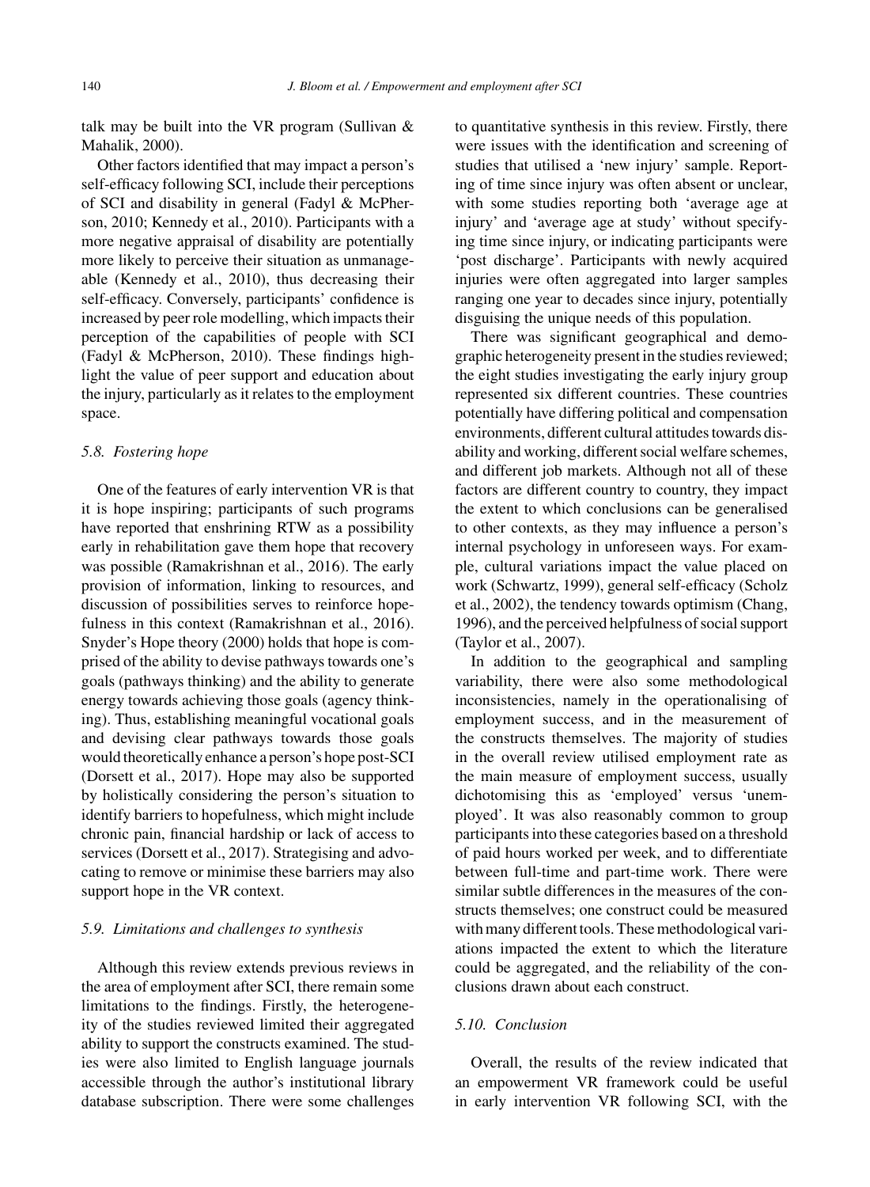talk may be built into the VR program (Sullivan & Mahalik, 2000).

Other factors identified that may impact a person's self-efficacy following SCI, include their perceptions of SCI and disability in general (Fadyl & McPherson, 2010; Kennedy et al., 2010). Participants with a more negative appraisal of disability are potentially more likely to perceive their situation as unmanageable (Kennedy et al., 2010), thus decreasing their self-efficacy. Conversely, participants' confidence is increased by peer role modelling, which impacts their perception of the capabilities of people with SCI (Fadyl & McPherson, 2010). These findings highlight the value of peer support and education about the injury, particularly as it relates to the employment space.

### *5.8. Fostering hope*

One of the features of early intervention VR is that it is hope inspiring; participants of such programs have reported that enshrining RTW as a possibility early in rehabilitation gave them hope that recovery was possible (Ramakrishnan et al., 2016). The early provision of information, linking to resources, and discussion of possibilities serves to reinforce hopefulness in this context (Ramakrishnan et al., 2016). Snyder's Hope theory (2000) holds that hope is comprised of the ability to devise pathways towards one's goals (pathways thinking) and the ability to generate energy towards achieving those goals (agency thinking). Thus, establishing meaningful vocational goals and devising clear pathways towards those goals would theoretically enhance a person's hope post-SCI (Dorsett et al., 2017). Hope may also be supported by holistically considering the person's situation to identify barriers to hopefulness, which might include chronic pain, financial hardship or lack of access to services (Dorsett et al., 2017). Strategising and advocating to remove or minimise these barriers may also support hope in the VR context.

### *5.9. Limitations and challenges to synthesis*

Although this review extends previous reviews in the area of employment after SCI, there remain some limitations to the findings. Firstly, the heterogeneity of the studies reviewed limited their aggregated ability to support the constructs examined. The studies were also limited to English language journals accessible through the author's institutional library database subscription. There were some challenges to quantitative synthesis in this review. Firstly, there were issues with the identification and screening of studies that utilised a 'new injury' sample. Reporting of time since injury was often absent or unclear, with some studies reporting both 'average age at injury' and 'average age at study' without specifying time since injury, or indicating participants were 'post discharge'. Participants with newly acquired injuries were often aggregated into larger samples ranging one year to decades since injury, potentially disguising the unique needs of this population.

There was significant geographical and demographic heterogeneity present in the studies reviewed; the eight studies investigating the early injury group represented six different countries. These countries potentially have differing political and compensation environments, different cultural attitudes towards disability and working, different social welfare schemes, and different job markets. Although not all of these factors are different country to country, they impact the extent to which conclusions can be generalised to other contexts, as they may influence a person's internal psychology in unforeseen ways. For example, cultural variations impact the value placed on work (Schwartz, 1999), general self-efficacy (Scholz et al., 2002), the tendency towards optimism (Chang, 1996), and the perceived helpfulness of social support (Taylor et al., 2007).

In addition to the geographical and sampling variability, there were also some methodological inconsistencies, namely in the operationalising of employment success, and in the measurement of the constructs themselves. The majority of studies in the overall review utilised employment rate as the main measure of employment success, usually dichotomising this as 'employed' versus 'unemployed'. It was also reasonably common to group participants into these categories based on a threshold of paid hours worked per week, and to differentiate between full-time and part-time work. There were similar subtle differences in the measures of the constructs themselves; one construct could be measured with many different tools. These methodological variations impacted the extent to which the literature could be aggregated, and the reliability of the conclusions drawn about each construct.

### *5.10. Conclusion*

Overall, the results of the review indicated that an empowerment VR framework could be useful in early intervention VR following SCI, with the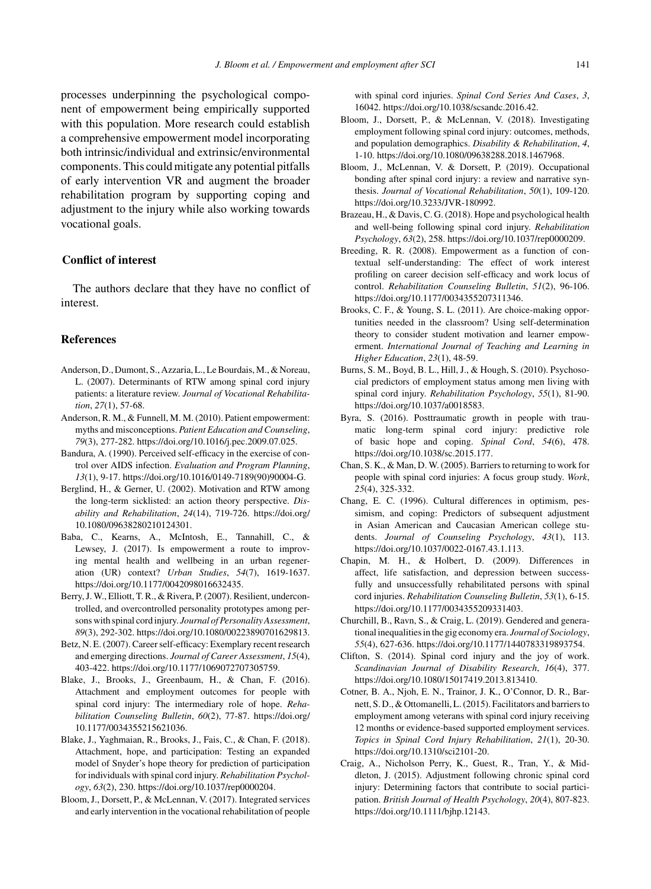processes underpinning the psychological component of empowerment being empirically supported with this population. More research could establish a comprehensive empowerment model incorporating both intrinsic/individual and extrinsic/environmental components. This could mitigate any potential pitfalls of early intervention VR and augment the broader rehabilitation program by supporting coping and adjustment to the injury while also working towards vocational goals.

## Conflict of interest

The authors declare that they have no conflict of interest.

## References

- Anderson, D., Dumont, S., Azzaria, L., Le Bourdais, M., & Noreau, L. (2007). Determinants of RTW among spinal cord injury patients: a literature review. *Journal of Vocational Rehabilitation*, *27*(1), 57-68.
- Anderson, R. M., & Funnell, M. M. (2010). Patient empowerment: myths and misconceptions. *Patient Education and Counseling*, *79*(3), 277-282. https://doi.org/10.1016/j.pec.2009.07.025.
- Bandura, A. (1990). Perceived self-efficacy in the exercise of control over AIDS infection. *Evaluation and Program Planning*, *13*(1), 9-17. https://doi.org/10.1016/0149-7189(90)90004-G.
- Berglind, H., & Gerner, U. (2002). Motivation and RTW among the long-term sicklisted: an action theory perspective. *Disability and Rehabilitation*, *24*(14), 719-726. https://doi.org/10.1080/09638280210124301.
- Baba, C., Kearns, A., McIntosh, E., Tannahill, C., & Lewsey, J. (2017). Is empowerment a route to improving mental health and wellbeing in an urban regeneration (UR) context? *Urban Studies*, *54*(7), 1619-1637. https://doi.org/10.1177/0042098016632435.
- Berry, J. W., Elliott, T. R., & Rivera, P. (2007). Resilient, undercontrolled, and overcontrolled personality prototypes among persons with spinal cord injury. *Journal of Personality Assessment*, *89*(3), 292-302. https://doi.org/10.1080/00223890701629813.
- Betz, N. E. (2007). Career self-efficacy: Exemplary recent research and emerging directions. *Journal of Career Assessment*, *15*(4), 403-422. https://doi.org/10.1177/1069072707305759.
- Blake, J., Brooks, J., Greenbaum, H., & Chan, F. (2016). Attachment and employment outcomes for people with spinal cord injury: The intermediary role of hope. *Rehabilitation Counseling Bulletin*, *60*(2), 77-87. https://doi.org/10.1177/0034355215621036.
- Blake, J., Yaghmaian, R., Brooks, J., Fais, C., & Chan, F. (2018). Attachment, hope, and participation: Testing an expanded model of Snyder's hope theory for prediction of participation for individuals with spinal cord injury. *Rehabilitation Psychology*, *63*(2), 230. https://doi.org/10.1037/rep0000204.
- Bloom, J., Dorsett, P., & McLennan, V. (2017). Integrated services and early intervention in the vocational rehabilitation of people with spinal cord injuries. *Spinal Cord Series And Cases*, *3*, 16042. https://doi.org/10.1038/scsandc.2016.42.
- Bloom, J., Dorsett, P., & McLennan, V. (2018). Investigating employment following spinal cord injury: outcomes, methods, and population demographics. *Disability & Rehabilitation*, *4*, 1-10. https://doi.org/10.1080/09638288.2018.1467968.
- Bloom, J., McLennan, V. & Dorsett, P. (2019). Occupational bonding after spinal cord injury: a review and narrative synthesis. *Journal of Vocational Rehabilitation*, *50*(1), 109-120. https://doi.org/10.3233/JVR-180992.
- Brazeau, H., & Davis, C. G. (2018). Hope and psychological health and well-being following spinal cord injury. *Rehabilitation Psychology*, *63*(2), 258. https://doi.org/10.1037/rep0000209.
- Breeding, R. R. (2008). Empowerment as a function of contextual self-understanding: The effect of work interest profiling on career decision self-efficacy and work locus of control. *Rehabilitation Counseling Bulletin*, *51*(2), 96-106. https://doi.org/10.1177/0034355207311346.
- Brooks, C. F., & Young, S. L. (2011). Are choice-making opportunities needed in the classroom? Using self-determination theory to consider student motivation and learner empowerment. *International Journal of Teaching and Learning in Higher Education*, *23*(1), 48-59.
- Burns, S. M., Boyd, B. L., Hill, J., & Hough, S. (2010). Psychosocial predictors of employment status among men living with spinal cord injury. *Rehabilitation Psychology*, *55*(1), 81-90. https://doi.org/10.1037/a0018583.
- Byra, S. (2016). Posttraumatic growth in people with traumatic long-term spinal cord injury: predictive role of basic hope and coping. *Spinal Cord*, *54*(6), 478. https://doi.org/10.1038/sc.2015.177.
- Chan, S. K., & Man, D. W. (2005). Barriers to returning to work for people with spinal cord injuries: A focus group study. *Work*, *25*(4), 325-332.
- Chang, E. C. (1996). Cultural differences in optimism, pessimism, and coping: Predictors of subsequent adjustment in Asian American and Caucasian American college students. *Journal of Counseling Psychology*, *43*(1), 113. https://doi.org/10.1037/0022-0167.43.1.113.
- Chapin, M. H., & Holbert, D. (2009). Differences in affect, life satisfaction, and depression between successfully and unsuccessfully rehabilitated persons with spinal cord injuries. *Rehabilitation Counseling Bulletin*, *53*(1), 6-15. https://doi.org/10.1177/0034355209331403.
- Churchill, B., Ravn, S., & Craig, L. (2019). Gendered and generational inequalities in the gig economy era. *Journal of Sociology*, *55*(4), 627-636. https://doi.org/10.1177/1440783319893754.
- Clifton, S. (2014). Spinal cord injury and the joy of work. *Scandinavian Journal of Disability Research*, *16*(4), 377. https://doi.org/10.1080/15017419.2013.813410.
- Cotner, B. A., Njoh, E. N., Trainor, J. K., O'Connor, D. R., Barnett, S. D., & Ottomanelli, L. (2015). Facilitators and barriers to employment among veterans with spinal cord injury receiving 12 months or evidence-based supported employment services. *Topics in Spinal Cord Injury Rehabilitation*, *21*(1), 20-30. https://doi.org/10.1310/sci2101-20.
- Craig, A., Nicholson Perry, K., Guest, R., Tran, Y., & Middleton, J. (2015). Adjustment following chronic spinal cord injury: Determining factors that contribute to social participation. *British Journal of Health Psychology*, *20*(4), 807-823. https://doi.org/10.1111/bjhp.12143.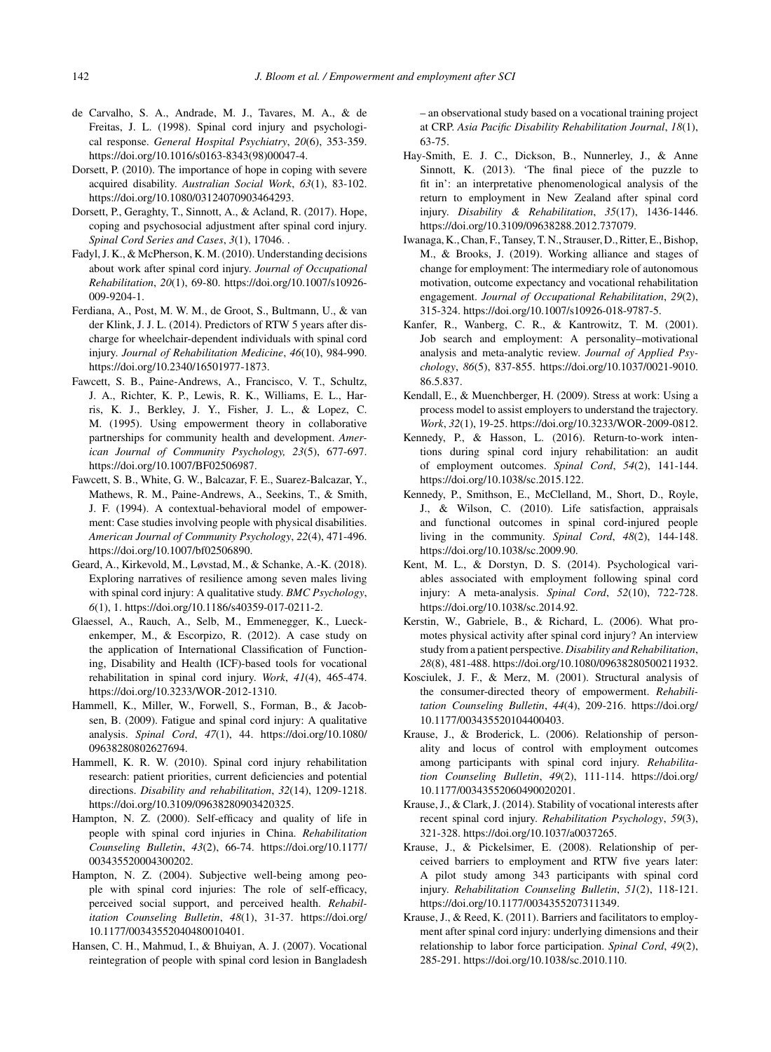de Carvalho, S. A., Andrade, M. J., Tavares, M. A., & de Freitas, J. L. (1998). Spinal cord injury and psychological response. *General Hospital Psychiatry*, *20*(6), 353-359. https://doi.org/10.1016/s0163-8343(98)00047-4.

Dorsett, P. (2010). The importance of hope in coping with severe acquired disability. *Australian Social Work*, *63*(1), 83-102. https://doi.org/10.1080/03124070903464293.

Dorsett, P., Geraghty, T., Sinnott, A., & Acland, R. (2017). Hope, coping and psychosocial adjustment after spinal cord injury. *Spinal Cord Series and Cases*, *3*(1), 17046. .

Fadyl, J. K., & McPherson, K. M. (2010). Understanding decisions about work after spinal cord injury. *Journal of Occupational Rehabilitation*, *20*(1), 69-80. https://doi.org/10.1007/s10926-009-9204-1.

Ferdiana, A., Post, M. W. M., de Groot, S., Bultmann, U., & van der Klink, J. J. L. (2014). Predictors of RTW 5 years after discharge for wheelchair-dependent individuals with spinal cord injury. *Journal of Rehabilitation Medicine*, *46*(10), 984-990. https://doi.org/10.2340/16501977-1873.

Fawcett, S. B., Paine-Andrews, A., Francisco, V. T., Schultz, J. A., Richter, K. P., Lewis, R. K., Williams, E. L., Harris, K. J., Berkley, J. Y., Fisher, J. L., & Lopez, C. M. (1995). Using empowerment theory in collaborative partnerships for community health and development. *American Journal of Community Psychology, 23*(5), 677-697. https://doi.org/10.1007/BF02506987.

Fawcett, S. B., White, G. W., Balcazar, F. E., Suarez-Balcazar, Y., Mathews, R. M., Paine-Andrews, A., Seekins, T., & Smith, J. F. (1994). A contextual-behavioral model of empowerment: Case studies involving people with physical disabilities. *American Journal of Community Psychology*, *22*(4), 471-496. https://doi.org/10.1007/bf02506890.

Geard, A., Kirkevold, M., Løvstad, M., & Schanke, A.-K. (2018). Exploring narratives of resilience among seven males living with spinal cord injury: A qualitative study. *BMC Psychology*, *6*(1), 1. https://doi.org/10.1186/s40359-017-0211-2.

Glaessel, A., Rauch, A., Selb, M., Emmenegger, K., Lueckenkemper, M., & Escorpizo, R. (2012). A case study on the application of International Classification of Functioning, Disability and Health (ICF)-based tools for vocational rehabilitation in spinal cord injury. *Work*, *41*(4), 465-474. https://doi.org/10.3233/WOR-2012-1310.

Hammell, K., Miller, W., Forwell, S., Forman, B., & Jacobsen, B. (2009). Fatigue and spinal cord injury: A qualitative analysis. *Spinal Cord*, *47*(1), 44. https://doi.org/10.1080/09638280802627694.

Hammell, K. R. W. (2010). Spinal cord injury rehabilitation research: patient priorities, current deficiencies and potential directions. *Disability and rehabilitation*, *32*(14), 1209-1218. https://doi.org/10.3109/09638280903420325.

Hampton, N. Z. (2000). Self-efficacy and quality of life in people with spinal cord injuries in China. *Rehabilitation Counseling Bulletin*, *43*(2), 66-74. https://doi.org/10.1177/003435520004300202.

Hampton, N. Z. (2004). Subjective well-being among people with spinal cord injuries: The role of self-efficacy, perceived social support, and perceived health. *Rehabilitation Counseling Bulletin*, *48*(1), 31-37. https://doi.org/10.1177/00343552040480010401.

Hansen, C. H., Mahmud, I., & Bhuiyan, A. J. (2007). Vocational reintegration of people with spinal cord lesion in Bangladesh – an observational study based on a vocational training project at CRP. *Asia Pacific Disability Rehabilitation Journal*, *18*(1), 63-75.

Hay-Smith, E. J. C., Dickson, B., Nunnerley, J., & Anne Sinnott, K. (2013). 'The final piece of the puzzle to fit in': an interpretative phenomenological analysis of the return to employment in New Zealand after spinal cord injury. *Disability & Rehabilitation*, *35*(17), 1436-1446. https://doi.org/10.3109/09638288.2012.737079.

Iwanaga, K., Chan, F., Tansey, T. N., Strauser, D., Ritter, E., Bishop, M., & Brooks, J. (2019). Working alliance and stages of change for employment: The intermediary role of autonomous motivation, outcome expectancy and vocational rehabilitation engagement. *Journal of Occupational Rehabilitation*, *29*(2), 315-324. https://doi.org/10.1007/s10926-018-9787-5.

Kanfer, R., Wanberg, C. R., & Kantrowitz, T. M. (2001). Job search and employment: A personality–motivational analysis and meta-analytic review. *Journal of Applied Psychology*, *86*(5), 837-855. https://doi.org/10.1037/0021-9010.86.5.837.

Kendall, E., & Muenchberger, H. (2009). Stress at work: Using a process model to assist employers to understand the trajectory. *Work*, *32*(1), 19-25. https://doi.org/10.3233/WOR-2009-0812.

Kennedy, P., & Hasson, L. (2016). Return-to-work intentions during spinal cord injury rehabilitation: an audit of employment outcomes. *Spinal Cord*, *54*(2), 141-144. https://doi.org/10.1038/sc.2015.122.

Kennedy, P., Smithson, E., McClelland, M., Short, D., Royle, J., & Wilson, C. (2010). Life satisfaction, appraisals and functional outcomes in spinal cord-injured people living in the community. *Spinal Cord*, *48*(2), 144-148. https://doi.org/10.1038/sc.2009.90.

Kent, M. L., & Dorstyn, D. S. (2014). Psychological variables associated with employment following spinal cord injury: A meta-analysis. *Spinal Cord*, *52*(10), 722-728. https://doi.org/10.1038/sc.2014.92.

Kerstin, W., Gabriele, B., & Richard, L. (2006). What promotes physical activity after spinal cord injury? An interview study from a patient perspective. *Disability and Rehabilitation*, *28*(8), 481-488. https://doi.org/10.1080/09638280500211932.

Kosciulek, J. F., & Merz, M. (2001). Structural analysis of the consumer-directed theory of empowerment. *Rehabilitation Counseling Bulletin*, *44*(4), 209-216. https://doi.org/10.1177/003435520104400403.

Krause, J., & Broderick, L. (2006). Relationship of personality and locus of control with employment outcomes among participants with spinal cord injury. *Rehabilitation Counseling Bulletin*, *49*(2), 111-114. https://doi.org/10.1177/00343552060490020201.

Krause, J., & Clark, J. (2014). Stability of vocational interests after recent spinal cord injury. *Rehabilitation Psychology*, *59*(3), 321-328. https://doi.org/10.1037/a0037265.

Krause, J., & Pickelsimer, E. (2008). Relationship of perceived barriers to employment and RTW five years later: A pilot study among 343 participants with spinal cord injury. *Rehabilitation Counseling Bulletin*, *51*(2), 118-121. https://doi.org/10.1177/0034355207311349.

Krause, J., & Reed, K. (2011). Barriers and facilitators to employment after spinal cord injury: underlying dimensions and their relationship to labor force participation. *Spinal Cord*, *49*(2), 285-291. https://doi.org/10.1038/sc.2010.110.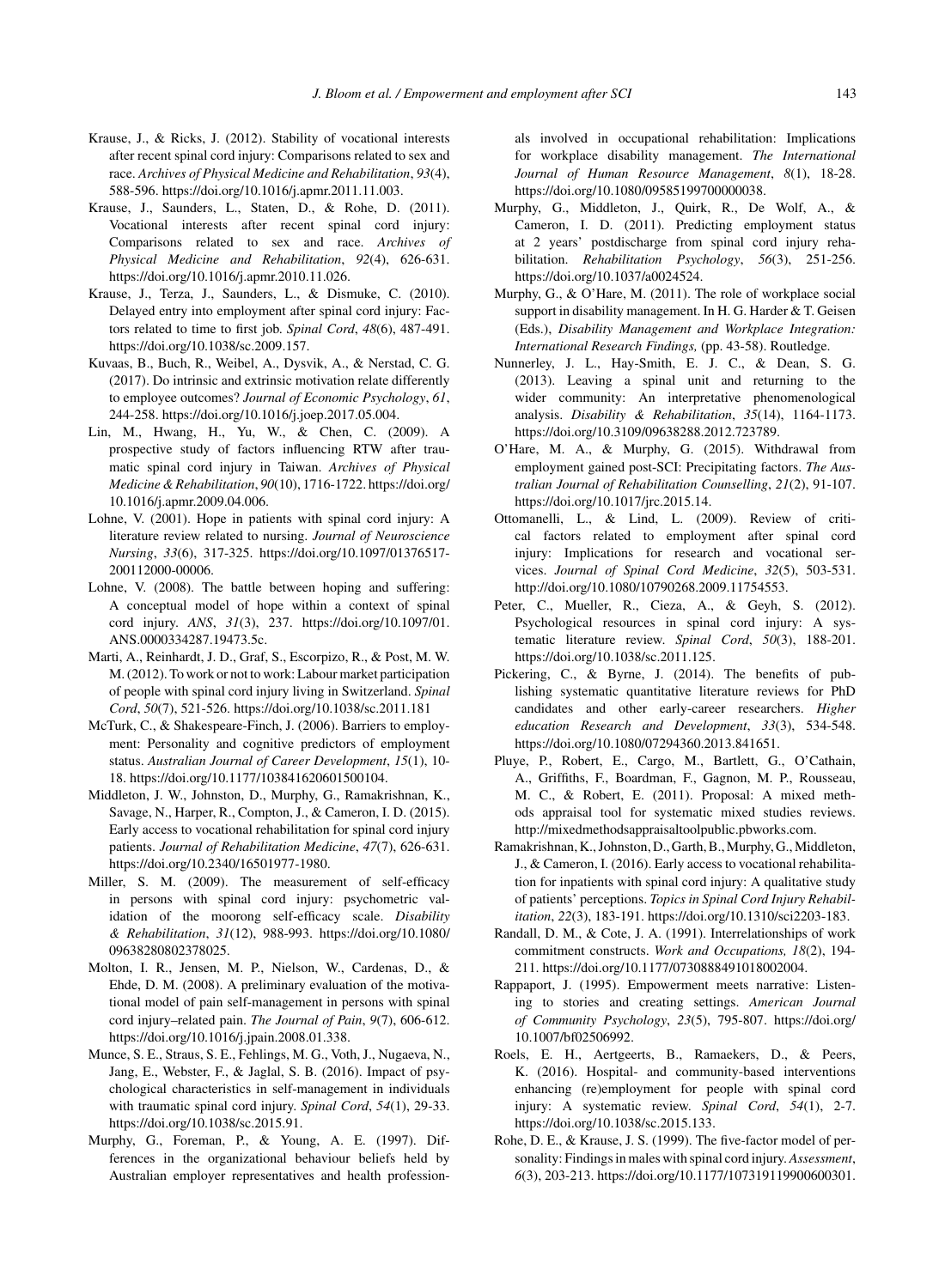Krause, J., & Ricks, J. (2012). Stability of vocational interests after recent spinal cord injury: Comparisons related to sex and race. *Archives of Physical Medicine and Rehabilitation*, *93*(4), 588-596. https://doi.org/10.1016/j.apmr.2011.11.003.

Krause, J., Saunders, L., Staten, D., & Rohe, D. (2011). Vocational interests after recent spinal cord injury: Comparisons related to sex and race. *Archives of Physical Medicine and Rehabilitation*, *92*(4), 626-631. https://doi.org/10.1016/j.apmr.2010.11.026.

Krause, J., Terza, J., Saunders, L., & Dismuke, C. (2010). Delayed entry into employment after spinal cord injury: Factors related to time to first job. *Spinal Cord*, *48*(6), 487-491. https://doi.org/10.1038/sc.2009.157.

Kuvaas, B., Buch, R., Weibel, A., Dysvik, A., & Nerstad, C. G. (2017). Do intrinsic and extrinsic motivation relate differently to employee outcomes? *Journal of Economic Psychology*, *61*, 244-258. https://doi.org/10.1016/j.joep.2017.05.004.

Lin, M., Hwang, H., Yu, W., & Chen, C. (2009). A prospective study of factors influencing RTW after traumatic spinal cord injury in Taiwan. *Archives of Physical Medicine & Rehabilitation*, *90*(10), 1716-1722. https://doi.org/10.1016/j.apmr.2009.04.006.

Lohne, V. (2001). Hope in patients with spinal cord injury: A literature review related to nursing. *Journal of Neuroscience Nursing*, *33*(6), 317-325. https://doi.org/10.1097/01376517-200112000-00006.

Lohne, V. (2008). The battle between hoping and suffering: A conceptual model of hope within a context of spinal cord injury. *ANS*, *31*(3), 237. https://doi.org/10.1097/01.ANS.0000334287.19473.5c.

Marti, A., Reinhardt, J. D., Graf, S., Escorpizo, R., & Post, M. W. M. (2012). To work or not to work: Labour market participation of people with spinal cord injury living in Switzerland. *Spinal Cord*, *50*(7), 521-526. https://doi.org/10.1038/sc.2011.181

McTurk, C., & Shakespeare-Finch, J. (2006). Barriers to employment: Personality and cognitive predictors of employment status. *Australian Journal of Career Development*, *15*(1), 10-18. https://doi.org/10.1177/103841620601500104.

Middleton, J. W., Johnston, D., Murphy, G., Ramakrishnan, K., Savage, N., Harper, R., Compton, J., & Cameron, I. D. (2015). Early access to vocational rehabilitation for spinal cord injury patients. *Journal of Rehabilitation Medicine*, *47*(7), 626-631. https://doi.org/10.2340/16501977-1980.

Miller, S. M. (2009). The measurement of self-efficacy in persons with spinal cord injury: psychometric validation of the moorong self-efficacy scale. *Disability & Rehabilitation*, *31*(12), 988-993. https://doi.org/10.1080/09638280802378025.

Molton, I. R., Jensen, M. P., Nielson, W., Cardenas, D., & Ehde, D. M. (2008). A preliminary evaluation of the motivational model of pain self-management in persons with spinal cord injury–related pain. *The Journal of Pain*, *9*(7), 606-612. https://doi.org/10.1016/j.jpain.2008.01.338.

Munce, S. E., Straus, S. E., Fehlings, M. G., Voth, J., Nugaeva, N., Jang, E., Webster, F., & Jaglal, S. B. (2016). Impact of psychological characteristics in self-management in individuals with traumatic spinal cord injury. *Spinal Cord*, *54*(1), 29-33. https://doi.org/10.1038/sc.2015.91.

Murphy, G., Foreman, P., & Young, A. E. (1997). Differences in the organizational behaviour beliefs held by Australian employer representatives and health professionals involved in occupational rehabilitation: Implications for workplace disability management. *The International Journal of Human Resource Management*, *8*(1), 18-28. https://doi.org/10.1080/09585199700000038.

Murphy, G., Middleton, J., Quirk, R., De Wolf, A., & Cameron, I. D. (2011). Predicting employment status at 2 years' postdischarge from spinal cord injury rehabilitation. *Rehabilitation Psychology*, *56*(3), 251-256. https://doi.org/10.1037/a0024524.

Murphy, G., & O'Hare, M. (2011). The role of workplace social support in disability management. In H. G. Harder & T. Geisen (Eds.), *Disability Management and Workplace Integration: International Research Findings,* (pp. 43-58). Routledge.

Nunnerley, J. L., Hay-Smith, E. J. C., & Dean, S. G. (2013). Leaving a spinal unit and returning to the wider community: An interpretative phenomenological analysis. *Disability & Rehabilitation*, *35*(14), 1164-1173. https://doi.org/10.3109/09638288.2012.723789.

O'Hare, M. A., & Murphy, G. (2015). Withdrawal from employment gained post-SCI: Precipitating factors. *The Australian Journal of Rehabilitation Counselling*, *21*(2), 91-107. https://doi.org/10.1017/jrc.2015.14.

Ottomanelli, L., & Lind, L. (2009). Review of critical factors related to employment after spinal cord injury: Implications for research and vocational services. *Journal of Spinal Cord Medicine*, *32*(5), 503-531. http://doi.org/10.1080/10790268.2009.11754553.

Peter, C., Mueller, R., Cieza, A., & Geyh, S. (2012). Psychological resources in spinal cord injury: A systematic literature review. *Spinal Cord*, *50*(3), 188-201. https://doi.org/10.1038/sc.2011.125.

Pickering, C., & Byrne, J. (2014). The benefits of publishing systematic quantitative literature reviews for PhD candidates and other early-career researchers. *Higher education Research and Development*, *33*(3), 534-548. https://doi.org/10.1080/07294360.2013.841651.

Pluye, P., Robert, E., Cargo, M., Bartlett, G., O'Cathain, A., Griffiths, F., Boardman, F., Gagnon, M. P., Rousseau, M. C., & Robert, E. (2011). Proposal: A mixed methods appraisal tool for systematic mixed studies reviews. http://mixedmethodsappraisaltoolpublic.pbworks.com.

Ramakrishnan, K., Johnston, D., Garth, B., Murphy, G., Middleton, J., & Cameron, I. (2016). Early access to vocational rehabilitation for inpatients with spinal cord injury: A qualitative study of patients' perceptions. *Topics in Spinal Cord Injury Rehabilitation*, *22*(3), 183-191. https://doi.org/10.1310/sci2203-183.

Randall, D. M., & Cote, J. A. (1991). Interrelationships of work commitment constructs. *Work and Occupations, 18*(2), 194-211. https://doi.org/10.1177/0730888491018002004.

Rappaport, J. (1995). Empowerment meets narrative: Listening to stories and creating settings. *American Journal of Community Psychology*, *23*(5), 795-807. https://doi.org/10.1007/bf02506992.

Roels, E. H., Aertgeerts, B., Ramaekers, D., & Peers, K. (2016). Hospital- and community-based interventions enhancing (re)employment for people with spinal cord injury: A systematic review. *Spinal Cord*, *54*(1), 2-7. https://doi.org/10.1038/sc.2015.133.

Rohe, D. E., & Krause, J. S. (1999). The five-factor model of personality: Findings in males with spinal cord injury. *Assessment*, *6*(3), 203-213. https://doi.org/10.1177/107319119900600301.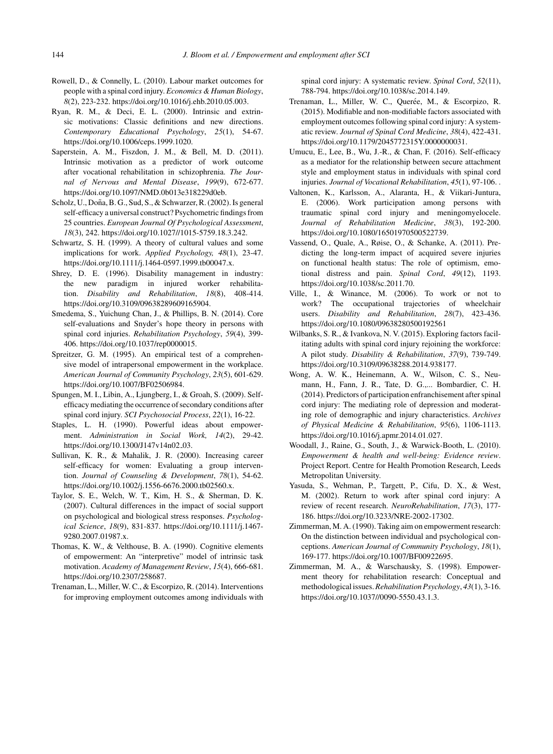Rowell, D., & Connelly, L. (2010). Labour market outcomes for people with a spinal cord injury. *Economics & Human Biology*, *8*(2), 223-232. https://doi.org/10.1016/j.ehb.2010.05.003.

Ryan, R. M., & Deci, E. L. (2000). Intrinsic and extrinsic motivations: Classic definitions and new directions. *Contemporary Educational Psychology*, *25*(1), 54-67. https://doi.org/10.1006/ceps.1999.1020.

Saperstein, A. M., Fiszdon, J. M., & Bell, M. D. (2011). Intrinsic motivation as a predictor of work outcome after vocational rehabilitation in schizophrenia. *The Journal of Nervous and Mental Disease*, *199*(9), 672-677. https://doi.org/10.1097/NMD.0b013e318229d0eb.

Scholz, U., Doña, B. G., Sud, S., & Schwarzer, R. (2002). Is general self-efficacy a universal construct? Psychometric findings from 25 countries. *European Journal Of Psychological Assessment*, *18*(3), 242. https://doi.org/10.1027//1015-5759.18.3.242.

Schwartz, S. H. (1999). A theory of cultural values and some implications for work. *Applied Psychology, 48*(1), 23-47. https://doi.org/10.1111/j.1464-0597.1999.tb00047.x.

Shrey, D. E. (1996). Disability management in industry: the new paradigm in injured worker rehabilitation. *Disability and Rehabilitation*, *18*(8), 408-414. https://doi.org/10.3109/09638289609165904.

Smedema, S., Yuichung Chan, J., & Phillips, B. N. (2014). Core self-evaluations and Snyder's hope theory in persons with spinal cord injuries. *Rehabilitation Psychology*, *59*(4), 399-406. https://doi.org/10.1037/rep0000015.

Spreitzer, G. M. (1995). An empirical test of a comprehensive model of intrapersonal empowerment in the workplace. *American Journal of Community Psychology*, *23*(5), 601-629. https://doi.org/10.1007/BF02506984.

Spungen, M. I., Libin, A., Ljungberg, I., & Groah, S. (2009). Self-efficacy mediating the occurrence of secondary conditions after spinal cord injury. *SCI Psychosocial Process*, *22*(1), 16-22.

Staples, L. H. (1990). Powerful ideas about empowerment. *Administration in Social Work, 14*(2), 29-42. https://doi.org/10.1300/J147v14n02_03.

Sullivan, K. R., & Mahalik, J. R. (2000). Increasing career self-efficacy for women: Evaluating a group intervention. *Journal of Counseling & Development*, *78*(1), 54-62. https://doi.org/10.1002/j.1556-6676.2000.tb02560.x.

Taylor, S. E., Welch, W. T., Kim, H. S., & Sherman, D. K. (2007). Cultural differences in the impact of social support on psychological and biological stress responses. *Psychological Science*, *18*(9), 831-837. https://doi.org/10.1111/j.1467-9280.2007.01987.x.

Thomas, K. W., & Velthouse, B. A. (1990). Cognitive elements of empowerment: An "interpretive" model of intrinsic task motivation. *Academy of Management Review*, *15*(4), 666-681. https://doi.org/10.2307/258687.

Trenaman, L., Miller, W. C., & Escorpizo, R. (2014). Interventions for improving employment outcomes among individuals with spinal cord injury: A systematic review. *Spinal Cord*, *52*(11), 788-794. https://doi.org/10.1038/sc.2014.149.

Trenaman, L., Miller, W. C., Querée, M., & Escorpizo, R. (2015). Modifiable and non-modifiable factors associated with employment outcomes following spinal cord injury: A systematic review. *Journal of Spinal Cord Medicine*, *38*(4), 422-431. https://doi.org/10.1179/2045772315Y.0000000031.

Umucu, E., Lee, B., Wu, J.-R., & Chan, F. (2016). Self-efficacy as a mediator for the relationship between secure attachment style and employment status in individuals with spinal cord injuries. *Journal of Vocational Rehabilitation*, *45*(1), 97-106. .

Valtonen, K., Karlsson, A., Alaranta, H., & Viikari-Juntura, E. (2006). Work participation among persons with traumatic spinal cord injury and meningomyelocele. *Journal of Rehabilitation Medicine*, *38*(3), 192-200. https://doi.org/10.1080/16501970500522739.

Vassend, O., Quale, A., Røise, O., & Schanke, A. (2011). Predicting the long-term impact of acquired severe injuries on functional health status: The role of optimism, emotional distress and pain. *Spinal Cord*, *49*(12), 1193. https://doi.org/10.1038/sc.2011.70.

Ville, I., & Winance, M. (2006). To work or not to work? The occupational trajectories of wheelchair users. *Disability and Rehabilitation*, *28*(7), 423-436. https://doi.org/10.1080/09638280500192561

Wilbanks, S. R., & Ivankova, N. V. (2015). Exploring factors facilitating adults with spinal cord injury rejoining the workforce: A pilot study. *Disability & Rehabilitation*, *37*(9), 739-749. https://doi.org/10.3109/09638288.2014.938177.

Wong, A. W. K., Heinemann, A. W., Wilson, C. S., Neumann, H., Fann, J. R., Tate, D. G.,... Bombardier, C. H. (2014). Predictors of participation enfranchisement after spinal cord injury: The mediating role of depression and moderating role of demographic and injury characteristics. *Archives of Physical Medicine & Rehabilitation*, *95*(6), 1106-1113. https://doi.org/10.1016/j.apmr.2014.01.027.

Woodall, J., Raine, G., South, J., & Warwick-Booth, L. (2010). *Empowerment & health and well-being: Evidence review*. Project Report. Centre for Health Promotion Research, Leeds Metropolitan University.

Yasuda, S., Wehman, P., Targett, P., Cifu, D. X., & West, M. (2002). Return to work after spinal cord injury: A review of recent research. *NeuroRehabilitation*, *17*(3), 177-186. https://doi.org/10.3233/NRE-2002-17302.

Zimmerman, M. A. (1990). Taking aim on empowerment research: On the distinction between individual and psychological conceptions. *American Journal of Community Psychology*, *18*(1), 169-177. https://doi.org/10.1007/BF00922695.

Zimmerman, M. A., & Warschausky, S. (1998). Empowerment theory for rehabilitation research: Conceptual and methodological issues. *Rehabilitation Psychology*, *43*(1), 3-16. https://doi.org/10.1037//0090-5550.43.1.3.